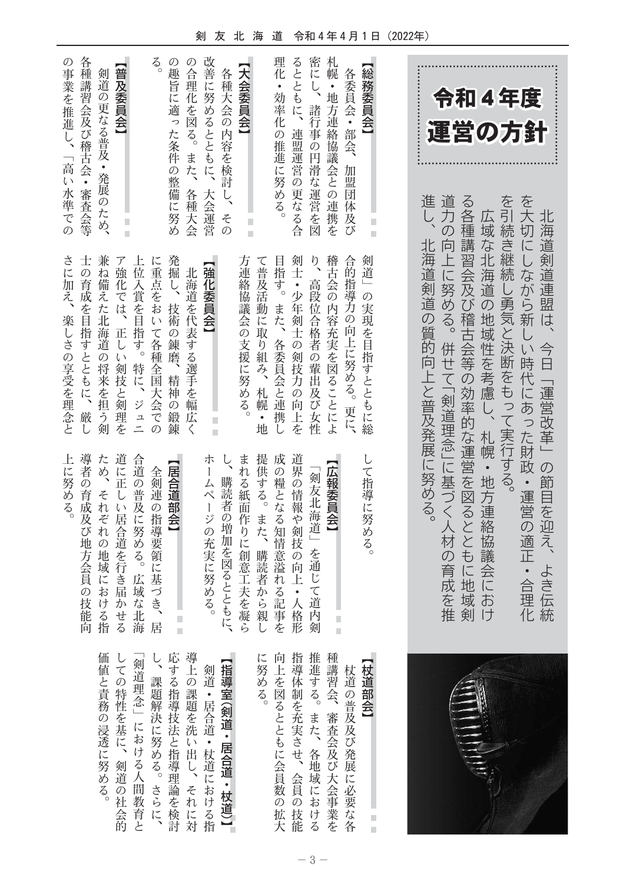# 令和４年度 運営の方針

北海道剣道連盟は、今日「運営改革」の節目を迎え、よき伝統を大切にしながら新しい時代にあった財政・運営の適正・合理化を引き続き継続し勇気と決断をもって実行する。

広域な北海道の地域性を考慮し、札幌・地方連絡協議会における各種講習会及び稽古会等の効率的な運営を図るとともに地域剣道力の向上に努める。併せて「剣道理念」に基づく人材の育成を推進し、北海道剣道の質的向上と普及発展に努める。

## 【総務委員会】

各委員会・部会、加盟団体及び札幌・地方連絡協議会との連携を密にし、諸行事の円滑な運営を図るとともに、連盟運営の更なる合理化・効率化の推進に努める。

## 【大会委員会】

各種大会の内容を検討し、その改善に努めるとともに、大会運営の合理化を図る。また、各種大会の趣旨に適った条件の整備に努める。

## 【普及委員会】

剣道の更なる普及・発展のため、各種講習会及び稽古会・審査会等の事業を推進し、「高い水準での剣道」の実現を目指すとともに総合的指導力の向上に努める。更に、稽古会の内容充実を図ることにより、高段位合格者の輩出及び女性剣士・少年剣士の剣技力の向上を目指す。また、各委員会と連携して普及活動に取り組み、札幌・地方連絡協議会の支援に努める。

## 【強化委員会】

北海道を代表する選手を幅広く発掘し、技術の錬磨、精神の鍛錬に重点をおいて各種全国大会での上位入賞を目指す。特に、ジュニア強化では、正しい剣技と剣理を兼ね備えた北海道の将来を担う剣士の育成を目指すとともに、厳しさに加え、楽しさの享受を理念として指導に努める。

## 【広報委員会】

「剣友北海道」を通じて道内剣道界の情報や剣技の向上・人格形成の糧となる知情意溢れる記事を提供する。また、購読者から親しまれる紙面作りに創意工夫を凝らし、購読者の増加を図るとともに、ホームページの充実に努める。

## 【居合道部会】

全剣連の指導要領に基づき、居合道の普及に努める。広域な北海道に正しい居合道を行き届かせるため、それぞれの地域における指導者の育成及び地方会員の技能向上に努める。

## 【杖道部会】

杖道の普及及び発展に必要な各種講習会、審査会及び大会事業を推進する。また、各地域における指導体制を充実させ、会員の技能向上を図るとともに会員数の拡大に努める。

## 【指導室（剣道・居合道・杖道）】

剣道・居合道・杖道における指導上の課題を洗い出し、それに対応する指導技法と指導理論を検討し、課題解決に努める。さらに、「剣道理念」における人間教育としての特性を基に、剣道の社会的価値と責務の浸透に努める。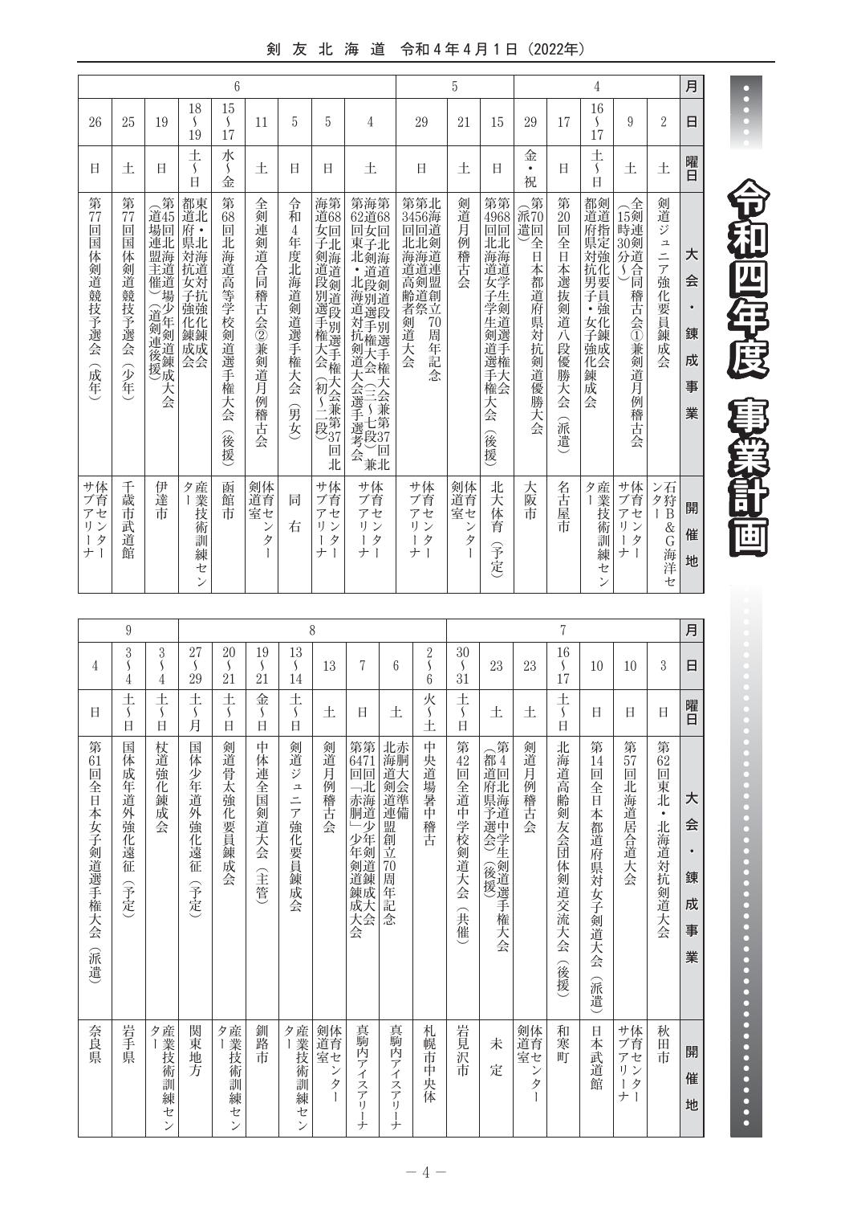# 令和四年度 事業計画

| 月 | 日 | 曜日 | 大会・錬成事業 | 開催地 |
|---|---|---|---|---|
| 4 | 2 | 土 | 剣道ジュニア強化要員錬成会 | 石狩B&G海洋センター |
| | 9 | 土 | 全剣連剣道合同稽古会①兼剣道月例稽古会（15時30分～） | 体育センターサブアリーナ |
| | 16～17 | 土～日 | 剣道指定強化要員強化錬成会 都道府県対抗男子・女子強化錬成会 | 産業技術訓練センター |
| | 17 | 日 | 第20回全日本選抜剣道八段優勝大会（派遣） | 名古屋市 |
| | 29 | 金・祝 | 第70回全日本都道府県対抗剣道優勝大会（派遣） | 大阪市 |
| 5 | 15 | 日 | 第49回北海道学生剣道選手権大会 第68回北海道女子学生剣道選手権大会（後援） | 北大体育（予定） |
| | 21 | 土 | 剣道月例稽古会 | 体育センター剣道室 |
| | 29 | 日 | 北海道剣道連盟創立70周年記念 第34回北海道剣道祭 第56回北海道高齢者剣道大会 | 体育センターサブアリーナ |
| 6 | 4 | 土 | 第68回北海道剣道段別選手権大会兼第37回北海道女子剣道段別選手権大会（三～七段）兼第62回東北・北海道対抗剣道大会選手選考会 | 体育センターサブアリーナ |
| | 5 | 日 | 第68回北海道剣道段別選手権大会兼第37回北海道女子剣道段別選手権大会（初～二段） | 体育センターサブアリーナ |
| | 5 | 日 | 令和4年度北海道剣道選手権大会（男女） | 同右 |
| | 11 | 土 | 全剣連剣道合同稽古会②兼剣道月例稽古会 | 体育センター剣道室 |
| | 15～17 | 水～金 | 第68回北海道高等学校剣道選手権大会（後援） | 函館市 |
| | 18～19 | 土～日 | 東北・北海道対抗強化錬成会 都道府県対抗女子強化錬成会 | 産業技術訓練センター |
| | 19 | 日 | 第45回北海道道場少年剣道錬成大会（道場連盟主催）（道剣連後援） | 伊達市 |
| | 25 | 土 | 第77回国体剣道競技予選会（少年） | 千歳市武道館 |
| | 26 | 日 | 第77回国体剣道競技予選会（成年） | 体育センターサブアリーナ |
| 7 | 3 | 日 | 第62回東北・北海道対抗剣道大会 | 秋田市 |
| | 10 | 日 | 第57回北海道居合道大会 | 体育センターサブアリーナ |
| | 10 | 日 | 第14回全日本都道府県対女子剣道大会（派遣） | 日本武道館 |
| | 16～17 | 土～日 | 北海道高齢剣友会団体剣道交流大会（後援） | 和寒町 |
| | 23 | 土 | 剣道月例稽古会 | 体育センター剣道室 |
| | 23 | 土 | 第4回北海道中学生剣道選手権大会（都道府県予選会）（後援） | 未定 |
| | 30～31 | 土～日 | 第42回全道中学校剣道大会（共催） | 岩見沢市 |
| 8 | 2～6 | 火～土 | 中央道場暑中稽古 | 札幌市中央体 |
| | 6 | 土 | 赤胴大会準備 北海道剣道連盟創立70周年記念 | 真駒内アイスアリーナ |
| | 7 | 日 | 第64回北海道少年剣道錬成大会 第71回「赤胴」少年剣道錬成大会 | 真駒内アイスアリーナ |
| | 13 | 土 | 剣道月例稽古会 | 体育センター剣道室 |
| | 13～14 | 土～日 | 剣道ジュニア強化要員錬成会 | 産業技術訓練センター |
| | 19～21 | 金～日 | 中体連全国剣道大会（主管） | 釧路市 |
| | 20～21 | 土～日 | 剣道骨太強化要員錬成会 | 産業技術訓練センター |
| | 27～29 | 土～月 | 国体少年道外強化遠征（予定） | 関東地方 |
| 9 | 3～4 | 土～日 | 杖道強化錬成会 | 産業技術訓練センター |
| | 3～4 | 土～日 | 国体成年道外強化遠征（予定） | 岩手県 |
| | 4 | 日 | 第61回全日本女子剣道選手権大会（派遣） | 奈良県 |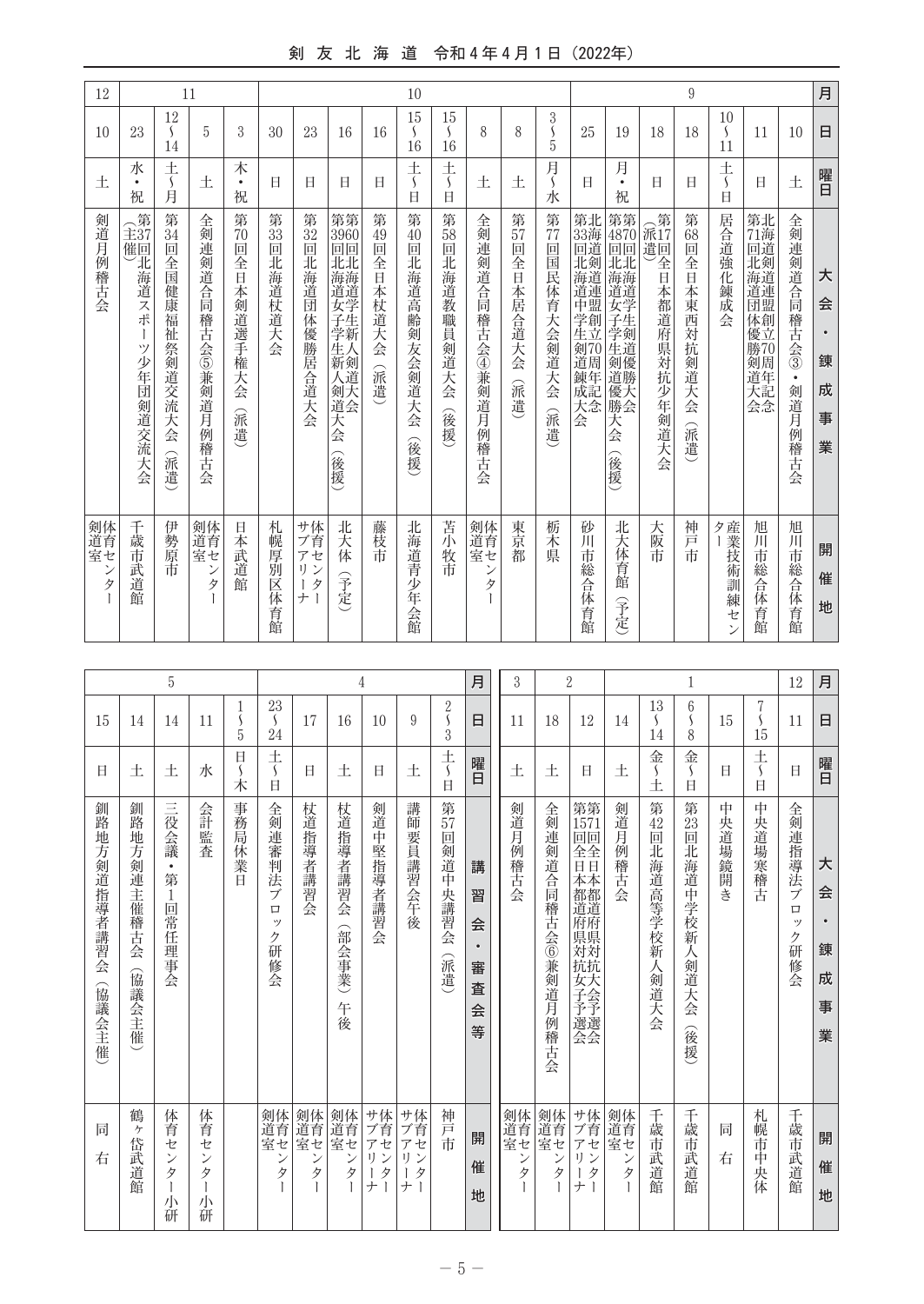| 月 | 日 | 曜日 | 大会・錬成事業 | 開催地 |
|---|---|---|---|---|
| 9 | 10 | 土 | 全剣連剣道合同稽古会③・剣道月例稽古会 | 旭川市総合体育館 |
| | 11 | 日 | 第71回北海道団体優勝剣道大会 北海道剣道連盟創立70周年記念 | 旭川市総合体育館 |
| | 10〜11 | 土〜日 | 居合道強化錬成会 | 産業技術訓練センター |
| | 18 | 日 | 第68回全日本東西対抗剣道大会（派遣） | 神戸市 |
| | 18 | 日 | 第17回全日本都道府県対抗少年剣道大会（派遣） | 大阪市 |
| | 19 | 月・祝 | 第70回北海道学生剣道優勝大会 第48回北海道女子学生剣道優勝大会（後援） | 北大体育館（予定） |
| | 25 | 日 | 第33回北海道中学生剣道錬成大会 北海道剣道連盟創立70周年記念 | 砂川市総合体育館 |
| 10 | 3〜5 | 月〜水 | 第77回国民体育大会剣道大会（派遣） | 栃木県 |
| | 8 | 土 | 第57回全日本居合道大会（派遣） | 東京都 |
| | 8 | 土 | 全剣連剣道合同稽古会④兼剣道月例稽古会 | 体育センター剣道室 |
| | 15〜16 | 土〜日 | 第58回北海道教職員剣道大会（後援） | 苫小牧市 |
| | 15〜16 | 土〜日 | 第40回北海道高齢剣友会剣道大会（後援） | 北海道青少年会館 |
| | 16 | 日 | 第49回全日本杖道大会（派遣） | 藤枝市 |
| | 16 | 日 | 第60回北海道学生新人剣道大会 第39回北海道女子学生新人剣道大会（後援） | 北大体（予定） |
| | 23 | 日 | 第32回北海道団体優勝居合道大会 | 体育センターサブアリーナ |
| | 30 | 日 | 第33回北海道杖道大会 | 札幌厚別区体育館 |
| 11 | 3 | 木・祝 | 第70回全日本剣道選手権大会（派遣） | 日本武道館 |
| | 5 | 土 | 全剣連剣道合同稽古会⑤兼剣道月例稽古会 | 体育センター剣道室 |
| | 12〜14 | 土〜月 | 第34回全国健康福祉祭剣道交流大会（派遣） | 伊勢原市 |
| | 23 | 水・祝 | 第37回北海道スポーツ少年団剣道交流大会（主催） | 千歳市武道館 |
| 12 | 10 | 土 | 剣道月例稽古会 | 体育センター剣道室 |
| 12 | 11 | 日 | 全剣連指導法ブロック研修会 | 千歳市武道館 |
| 1 | 7〜15 | 土〜日 | 中央道場寒稽古 | 札幌市中央体 |
| | 15 | 日 | 中央道場鏡開き | 同右 |
| | 6〜8 | 金〜日 | 第23回北海道中学校新人剣道大会（後援） | 千歳市武道館 |
| | 13〜14 | 金〜土 | 第42回北海道高等学校新人剣道大会 | 千歳市武道館 |
| 2 | 14 | 土 | 剣道月例稽古会 | 体育センター剣道室 |
| | 12 | 日 | 第15回全日本都道府県対抗女子剣道優勝大会予選会 第71回全日本都道府県対抗大会予選会 | 体育センターサブアリーナ |
| | 18 | 土 | 全剣連剣道合同稽古会⑥兼剣道月例稽古会 | 体育センター剣道室 |
| 3 | 11 | 土 | 剣道月例稽古会 | 体育センター剣道室 |

| 月 | 日 | 曜日 | 講習会・審査会等 | 開催地 |
|---|---|---|---|---|
| 4 | 2〜3 | 土〜日 | 第57回剣道中央講習会（派遣） | 神戸市 |
| | 9 | 土 | 講師要員講習会午後 | 体育センターサブアリーナ |
| | 10 | 日 | 剣道中堅指導者講習会 | 体育センターサブアリーナ |
| | 16 | 土 | 杖道指導者講習会（部会事業）午後 | 体育センター剣道室 |
| | 17 | 日 | 杖道指導者講習会 | 体育センター剣道室 |
| | 23〜24 | 土〜日 | 全剣連審判法ブロック研修会 | 体育センター剣道室 |
| 5 | 1〜5 | 日〜木 | 事務局休業日 | |
| | 11 | 水 | 会計監査 | 体育センター小研 |
| | 14 | 土 | 三役会議・第1回常任理事会 | 体育センター小研 |
| | 14 | 土 | 釧路地方剣連主催稽古会（協議会主催） | 鶴ヶ岱武道館 |
| | 15 | 日 | 釧路地方剣道指導者講習会（協議会主催） | 同右 |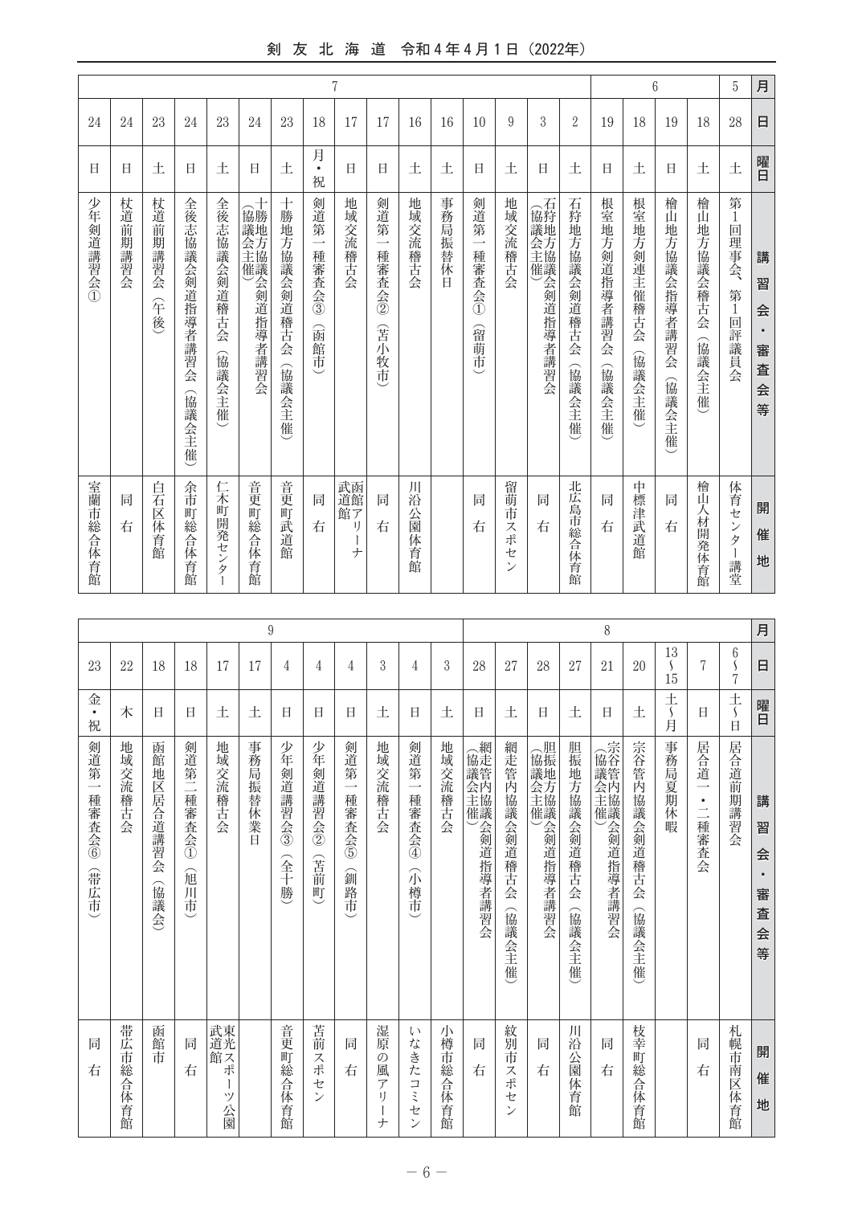| 月 | 日 | 曜日 | 講習会・審査会等 | 開催地 |
|---|---|---|---|---|
| 5 | 28 | 土 | 第1回理事会、第1回評議員会 | 体育センター講堂 |
| 6 | 18 | 土 | 檜山地方協議会稽古会（協議会主催） | 檜山人材開発体育館 |
| | 19 | 日 | 檜山地方協議会指導者講習会（協議会主催） | 同　右 |
| | 18 | 土 | 根室地方剣連主催稽古会（協議会主催） | 中標津武道館 |
| | 19 | 日 | 根室地方剣道指導者講習会（協議会主催） | 同　右 |
| 7 | 2 | 土 | 石狩地方協議会剣道稽古会（協議会主催） | 北広島市総合体育館 |
| | 3 | 日 | 石狩地方協議会剣道指導者講習会（協議会主催） | 同　右 |
| | 9 | 土 | 地域交流稽古会 | 留萌市スポセン |
| | 10 | 日 | 剣道第一種審査会①（留萌市） | 同　右 |
| | 16 | 土 | 事務局振替休日 | |
| | 16 | 土 | 地域交流稽古会 | 川沿公園体育館 |
| | 17 | 日 | 剣道第一種審査会②（苫小牧市） | 同　右 |
| | 17 | 日 | 地域交流稽古会 | 函館アリーナ武道館 |
| | 18 | 月・祝 | 剣道第一種審査会③（函館市） | 同　右 |
| | 23 | 土 | 十勝地方協議会剣道稽古会（協議会主催） | 音更町武道館 |
| | 24 | 日 | 十勝地方協議会剣道指導者講習会（協議会主催） | 音更町総合体育館 |
| | 23 | 土 | 全後志協議会剣道稽古会（協議会主催） | 仁木町開発センター |
| | 24 | 日 | 全後志協議会剣道指導者講習会（協議会主催） | 余市町総合体育館 |
| | 23 | 土 | 杖道前期講習会（午後） | 白石区体育館 |
| | 24 | 日 | 杖道前期講習会 | 同　右 |
| | 24 | 日 | 少年剣道講習会① | 室蘭市総合体育館 |
| 8 | 6～7 | 土～日 | 居合道前期講習会 | 札幌市南区体育館 |
| | 7 | 日 | 居合道一・二種審査会 | 同　右 |
| | 13～15 | 土～月 | 事務局夏期休暇 | |
| | 20 | 土 | 宗谷管内協議会剣道稽古会（協議会主催） | 枝幸町総合体育館 |
| | 21 | 日 | 宗谷管内協議会剣道指導者講習会（協議会主催） | 同　右 |
| | 27 | 土 | 胆振地方協議会剣道稽古会（協議会主催） | 川沿公園体育館 |
| | 28 | 日 | 胆振地方協議会剣道指導者講習会（協議会主催） | 同　右 |
| | 27 | 土 | 網走管内協議会剣道稽古会（協議会主催） | 紋別市スポセン |
| | 28 | 日 | 網走管内協議会剣道指導者講習会（協議会主催） | 同　右 |
| 9 | 3 | 土 | 地域交流稽古会 | 小樽市総合体育館 |
| | 4 | 日 | 剣道第一種審査会④（小樽市） | いなきたコミセン |
| | 3 | 土 | 地域交流稽古会 | 湿原の風アリーナ |
| | 4 | 日 | 剣道第一種審査会⑤（釧路市） | 同　右 |
| | 4 | 日 | 少年剣道講習会②（苫前町） | 苫前スポセン |
| | 4 | 日 | 少年剣道講習会③（全十勝） | 音更町総合体育館 |
| | 17 | 土 | 事務局振休業日 | |
| | 17 | 土 | 地域交流稽古会 | 東光スポーツ公園武道館 |
| | 18 | 日 | 剣道第二種審査会①（旭川市） | 同　右 |
| | 18 | 日 | 函館地区居合道講習会（協議会） | 函館市 |
| | 22 | 木 | 地域交流稽古会 | 帯広市総合体育館 |
| | 23 | 金・祝 | 剣道第一種審査会⑥（帯広市） | 同　右 |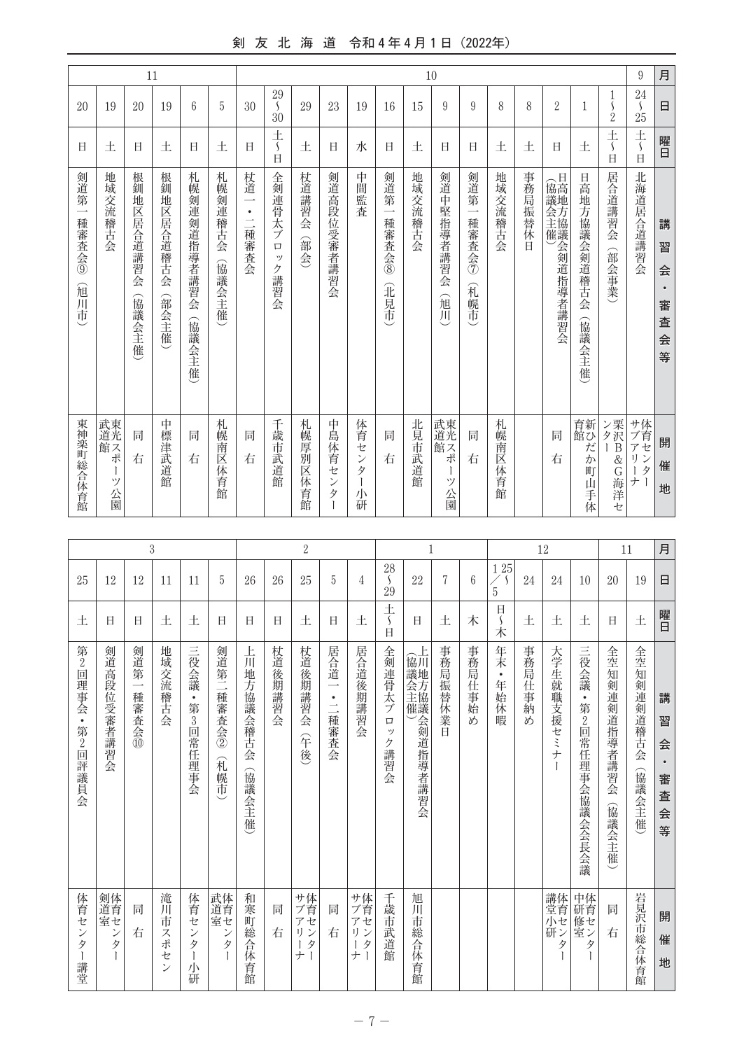| 月 | 日 | 曜日 | 講習会・審査会等 | 開催地 |
|---|---|---|---|---|
| 9 | 24～25 | 土～日 | 北海道居合道講習会 | 体育センターサブアリーナ |
| 10 | 1～2 | 土～日 | 居合道講習会（部会事業） | 栗沢B&G海洋センター |
| | 1 | 土 | 日高地方協議会剣道稽古会（協議会主催） | 新ひだか町山手体育館 |
| | 2 | 日 | 日高地方協議会剣道指導者講習会（協議会主催） | 同右 |
| | 8 | 土 | 事務局振替休日 | |
| | 8 | 土 | 地域交流稽古会 | 札幌南区体育館 |
| | 9 | 日 | 剣道第一種審査会⑦（札幌市） | 同右 |
| | 9 | 日 | 剣道中堅指導者講習会（旭川） | 東光スポーツ公園武道館 |
| | 15 | 土 | 地域交流稽古会 | 北見市武道館 |
| | 16 | 日 | 剣道第一種審査会⑧（北見市） | 同右 |
| | 19 | 水 | 中間監査 | 体育センター小研 |
| | 23 | 日 | 剣道高段位受審者講習会 | 中島体育センター |
| | 29 | 土 | 杖道講習会（部会） | 札幌厚別区体育館 |
| | 29～30 | 土～日 | 全剣連骨太ブロック講習会 | 千歳市武道館 |
| | 30 | 日 | 杖道一・二種審査会 | 同右 |
| 11 | 5 | 土 | 札幌剣連稽古会（協議会主催） | 札幌南区体育館 |
| | 6 | 日 | 札幌剣連剣道指導者講習会（協議会主催） | 同右 |
| | 19 | 土 | 根釧地区居合道稽古会（部会主催） | 中標津武道館 |
| | 20 | 日 | 根釧地区居合道講習会（協議会主催） | 同右 |
| | 19 | 土 | 地域交流稽古会 | 東光スポーツ公園武道館 |
| | 20 | 日 | 剣道第一種審査会⑨（旭川市） | 東神楽町総合体育館 |
| 11 | 19 | 土 | 全空知剣連剣道稽古会（協議会主催） | 岩見沢市総合体育館 |
| | 20 | 日 | 全空知剣連剣道指導者講習会（協議会主催） | 同右 |
| 12 | 10 | 土 | 三役会議・第2回常任理事会協議会長会議 | 体育センター中研修室 |
| | 24 | 土 | 大学生就職支援セミナー | 体育センター講堂小研 |
| | 24 | 土 | 事務局仕事納め | |
| | 25～1/5 | 日～木 | 年末・年始休暇 | |
| 1 | 6 | 木 | 事務局仕事始め | |
| | 7 | 土 | 事務局振替休業日 | |
| | 22 | 日 | 上川地方協議会剣道指導者講習会（協議会主催） | 旭川市総合体育館 |
| | 28～29 | 土～日 | 全剣連骨太ブロック講習会 | 千歳市武道館 |
| 2 | 4 | 土 | 居合道後期講習会 | 体育センターサブアリーナ |
| | 5 | 日 | 居合道一・二種審査会 | 同右 |
| | 25 | 土 | 杖道後期講習会（午後） | 体育センターサブアリーナ |
| | 26 | 日 | 杖道後期講習会 | 同右 |
| | 26 | 日 | 上川地方協議会稽古会（協議会主催） | 和寒町総合体育館 |
| 3 | 5 | 日 | 剣道第二種審査会②（札幌市） | 体育センター武道室 |
| | 11 | 土 | 三役会議・第3回常任理事会 | 体育センター小研 |
| | 11 | 土 | 地域交流稽古会 | 滝川市スポセン |
| | 12 | 日 | 剣道第一種審査会⑩ | 同右 |
| | 12 | 日 | 剣道高段位受審者講習会 | 体育センター剣道室 |
| | 25 | 土 | 第2回理事会・第2回評議員会 | 体育センター講堂 |